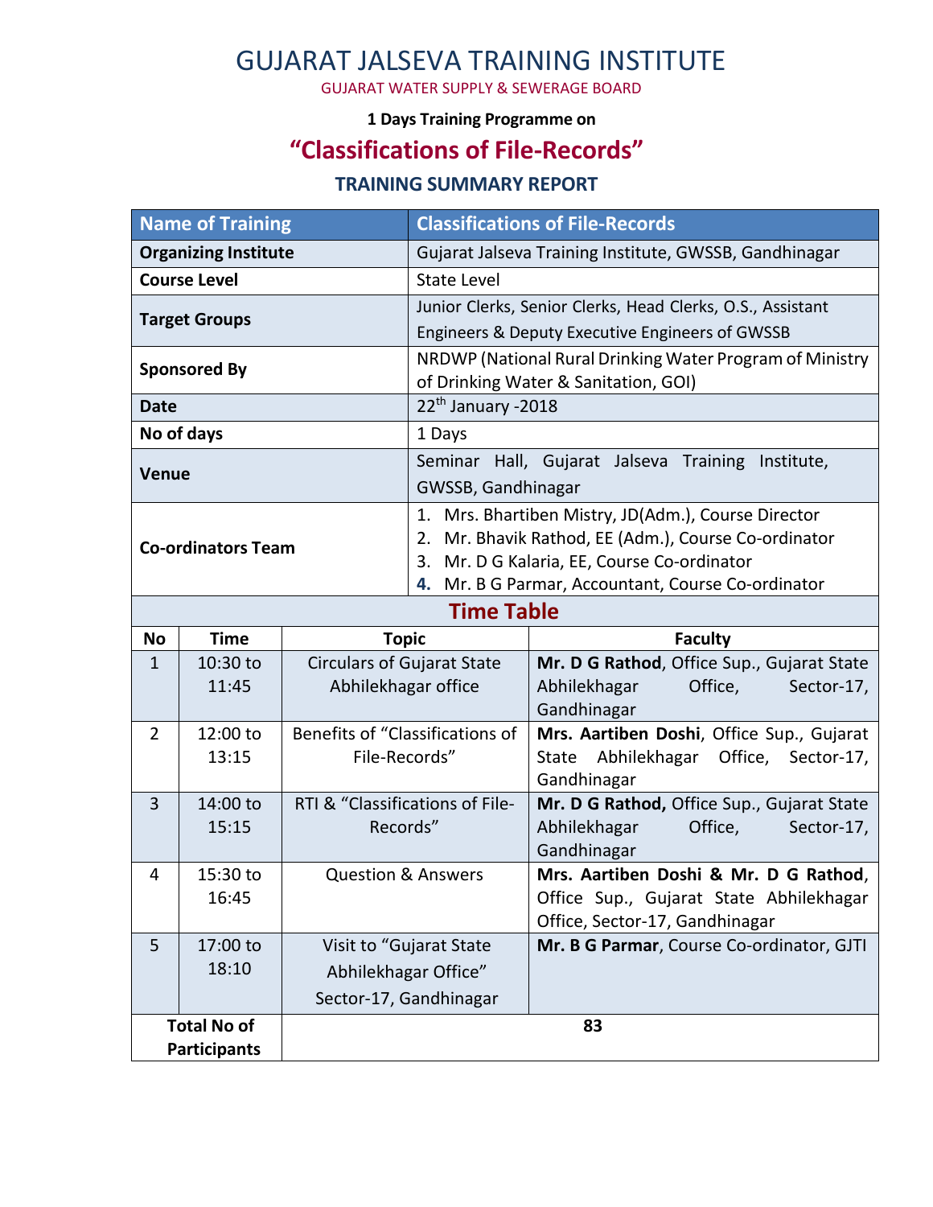# GUJARAT JALSEVA TRAINING INSTITUTE

GUJARAT WATER SUPPLY & SEWERAGE BOARD

**1 Days Training Programme on**

## "Classifications of File-Records"

### TRAINING SUMMARY REPORT

| Name of Training | Classifications of File-Records |
|---|---|
| **Organizing Institute** | Gujarat Jalseva Training Institute, GWSSB, Gandhinagar |
| **Course Level** | State Level |
| **Target Groups** | Junior Clerks, Senior Clerks, Head Clerks, O.S., Assistant Engineers & Deputy Executive Engineers of GWSSB |
| **Sponsored By** | NRDWP (National Rural Drinking Water Program of Ministry of Drinking Water & Sanitation, GOI) |
| **Date** | 22th January -2018 |
| **No of days** | 1 Days |
| **Venue** | Seminar Hall, Gujarat Jalseva Training Institute, GWSSB, Gandhinagar |
| **Co-ordinators Team** | 1. Mrs. Bhartiben Mistry, JD(Adm.), Course Director<br>2. Mr. Bhavik Rathod, EE (Adm.), Course Co-ordinator<br>3. Mr. D G Kalaria, EE, Course Co-ordinator<br>4. Mr. B G Parmar, Accountant, Course Co-ordinator |

### Time Table

| No | Time | Topic | Faculty |
|---|---|---|---|
| 1 | 10:30 to 11:45 | Circulars of Gujarat State Abhilekhagar office | **Mr. D G Rathod**, Office Sup., Gujarat State Abhilekhagar Office, Sector-17, Gandhinagar |
| 2 | 12:00 to 13:15 | Benefits of "Classifications of File-Records" | **Mrs. Aartiben Doshi**, Office Sup., Gujarat State Abhilekhagar Office, Sector-17, Gandhinagar |
| 3 | 14:00 to 15:15 | RTI & "Classifications of File-Records" | **Mr. D G Rathod,** Office Sup., Gujarat State Abhilekhagar Office, Sector-17, Gandhinagar |
| 4 | 15:30 to 16:45 | Question & Answers | **Mrs. Aartiben Doshi & Mr. D G Rathod**, Office Sup., Gujarat State Abhilekhagar Office, Sector-17, Gandhinagar |
| 5 | 17:00 to 18:10 | Visit to "Gujarat State Abhilekhagar Office" Sector-17, Gandhinagar | **Mr. B G Parmar**, Course Co-ordinator, GJTI |
| **Total No of Participants** | | **83** | |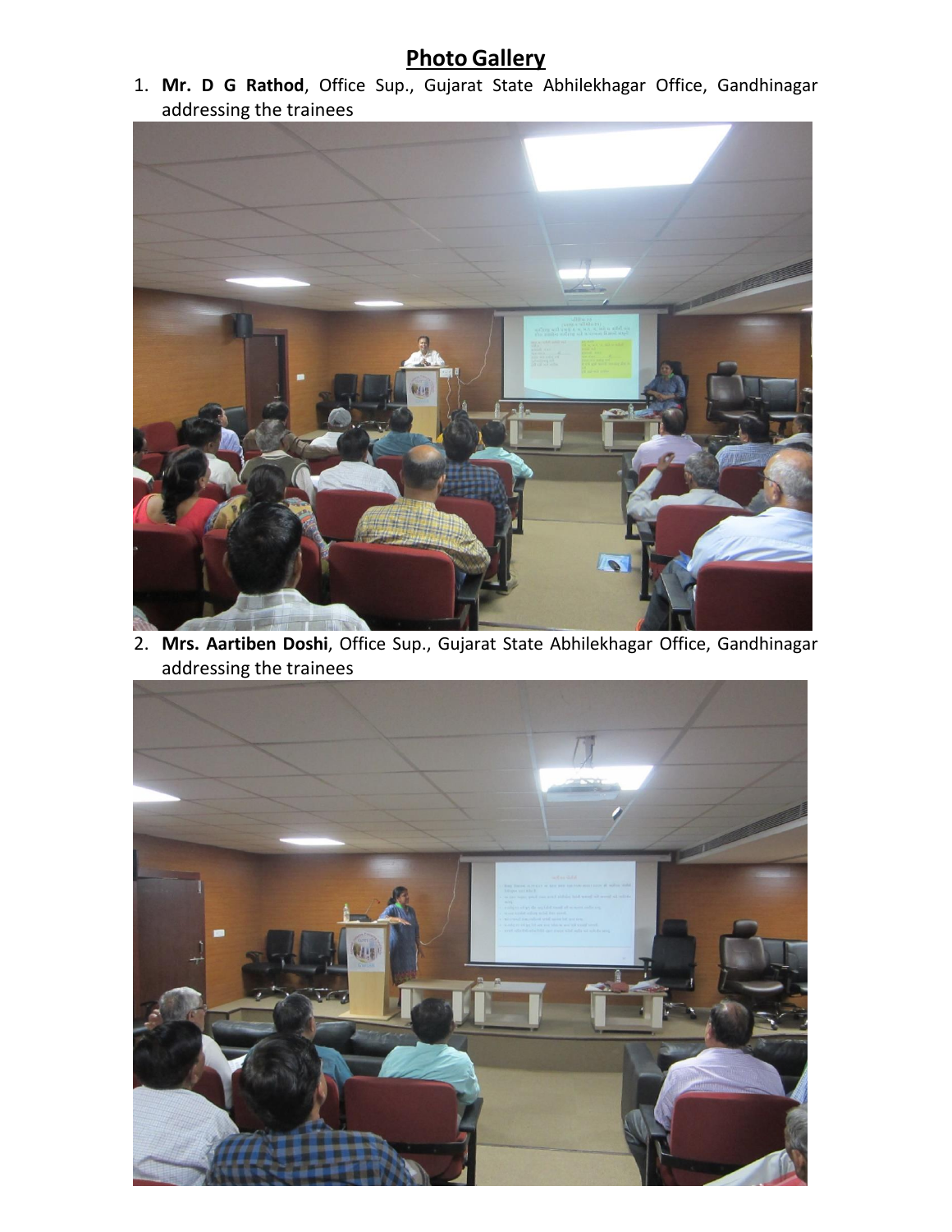## Photo Gallery

1. **Mr. D G Rathod**, Office Sup., Gujarat State Abhilekhagar Office, Gandhinagar addressing the trainees

2. **Mrs. Aartiben Doshi**, Office Sup., Gujarat State Abhilekhagar Office, Gandhinagar addressing the trainees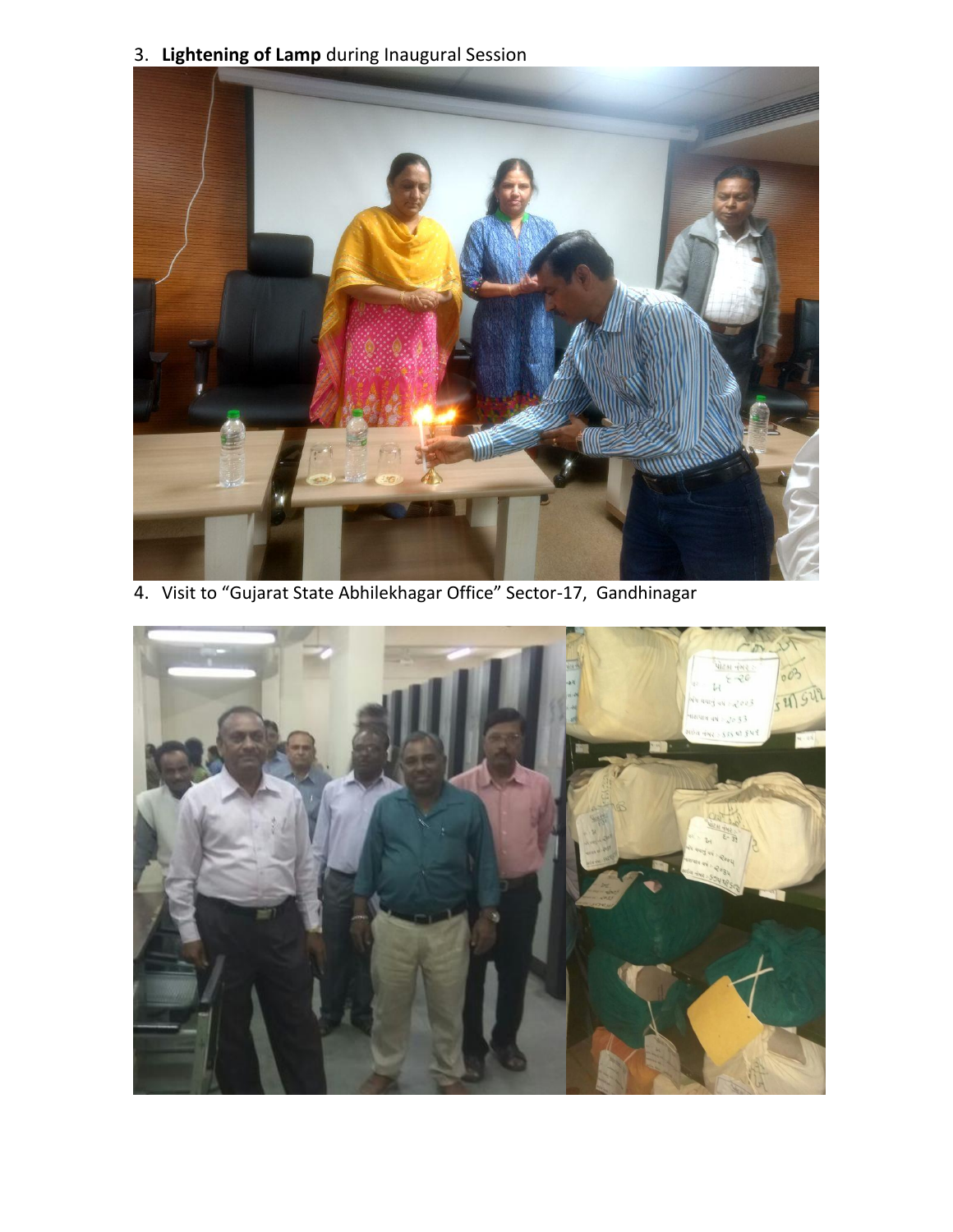3. **Lightening of Lamp** during Inaugural Session

4. Visit to "Gujarat State Abhilekhagar Office" Sector-17, Gandhinagar